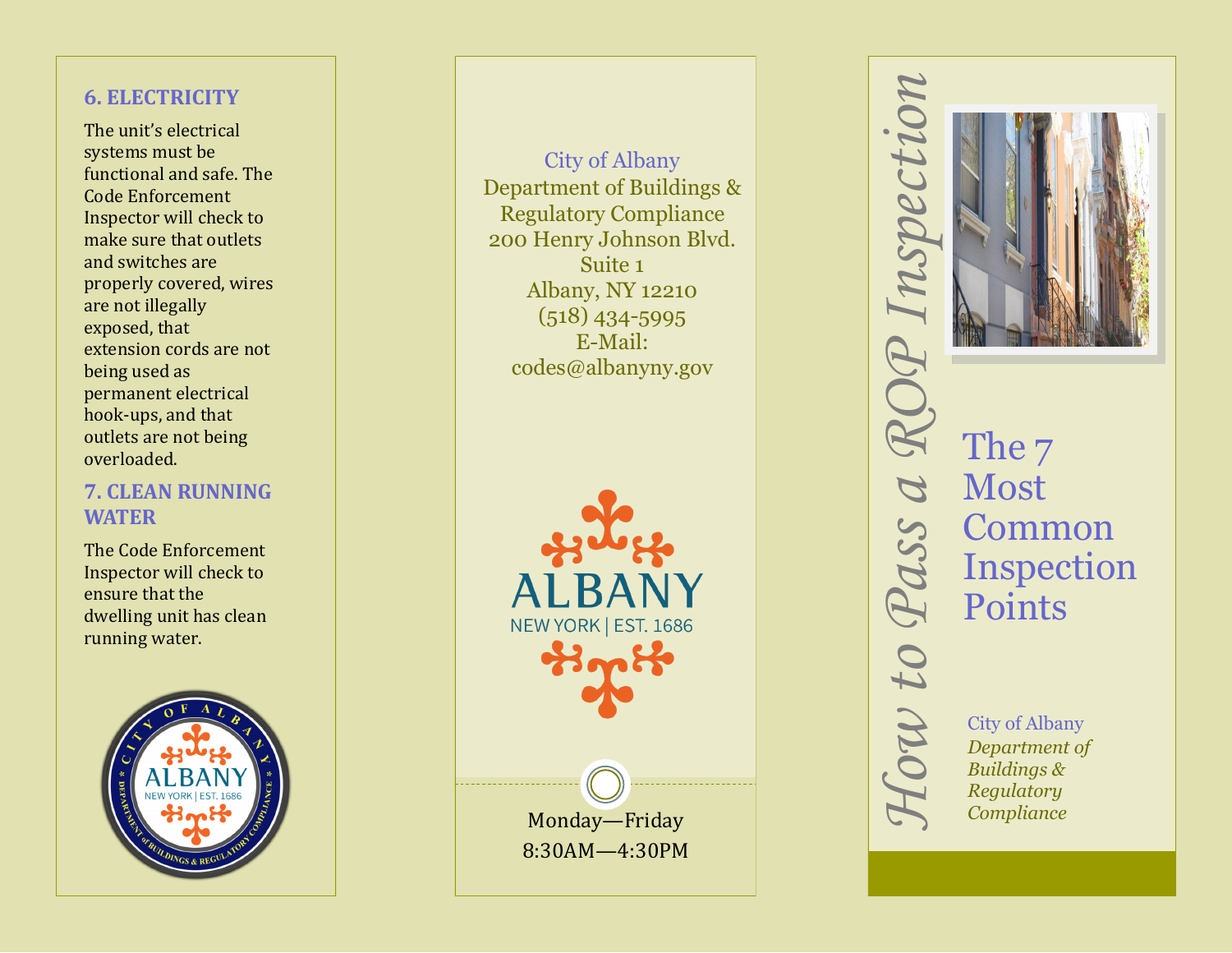### 6. ELECTRICITY

The unit's electrical systems must be functional and safe. The Code Enforcement Inspector will check to make sure that outlets and switches are properly covered, wires are not illegally exposed, that extension cords are not being used as permanent electrical hook-ups, and that outlets are not being overloaded.

### 7. CLEAN RUNNING WATER

The Code Enforcement Inspector will check to ensure that the dwelling unit has clean running water.

City of Albany
Department of Buildings & Regulatory Compliance
200 Henry Johnson Blvd.
Suite 1
Albany, NY 12210
(518) 434-5995
E-Mail:
codes@albanyny.gov

ALBANY
NEW YORK | EST. 1686

Monday—Friday
8:30AM—4:30PM

# *How to Pass a ROP Inspection*

## The 7 Most Common Inspection Points

City of Albany
*Department of Buildings & Regulatory Compliance*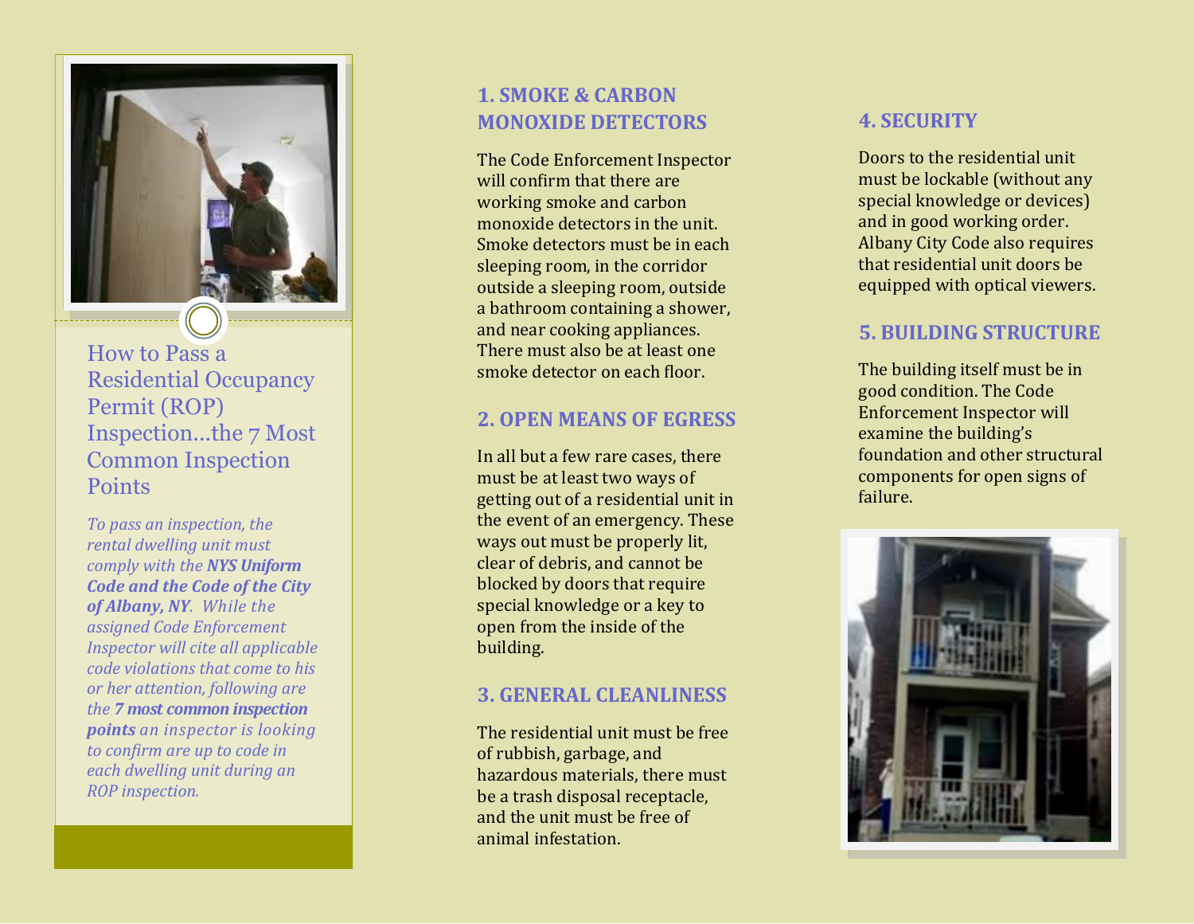# How to Pass a Residential Occupancy Permit (ROP) Inspection…the 7 Most Common Inspection Points

*To pass an inspection, the rental dwelling unit must comply with the **NYS Uniform Code and the Code of the City of Albany, NY**. While the assigned Code Enforcement Inspector will cite all applicable code violations that come to his or her attention, following are the **7 most common inspection points** an inspector is looking to confirm are up to code in each dwelling unit during an ROP inspection.*

## 1. SMOKE & CARBON MONOXIDE DETECTORS

The Code Enforcement Inspector will confirm that there are working smoke and carbon monoxide detectors in the unit. Smoke detectors must be in each sleeping room, in the corridor outside a sleeping room, outside a bathroom containing a shower, and near cooking appliances. There must also be at least one smoke detector on each floor.

## 2. OPEN MEANS OF EGRESS

In all but a few rare cases, there must be at least two ways of getting out of a residential unit in the event of an emergency. These ways out must be properly lit, clear of debris, and cannot be blocked by doors that require special knowledge or a key to open from the inside of the building.

## 3. GENERAL CLEANLINESS

The residential unit must be free of rubbish, garbage, and hazardous materials, there must be a trash disposal receptacle, and the unit must be free of animal infestation.

## 4. SECURITY

Doors to the residential unit must be lockable (without any special knowledge or devices) and in good working order. Albany City Code also requires that residential unit doors be equipped with optical viewers.

## 5. BUILDING STRUCTURE

The building itself must be in good condition. The Code Enforcement Inspector will examine the building's foundation and other structural components for open signs of failure.